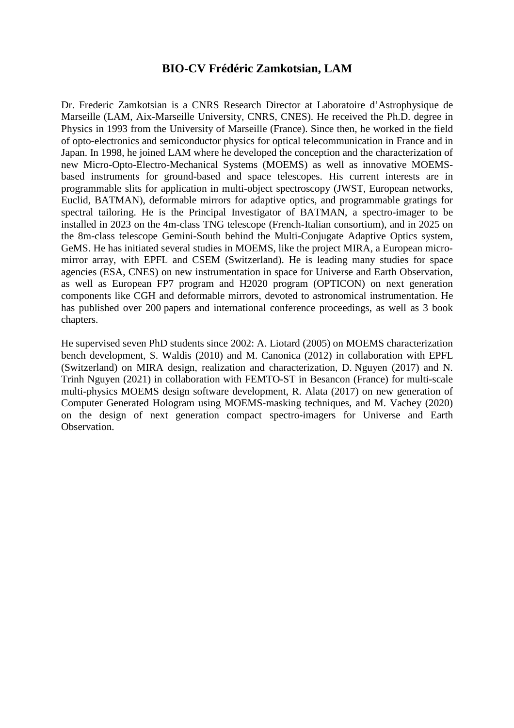# BIO-CV Frédéric Zamkotsian, LAM

Dr. Frederic Zamkotsian is a CNRS Research Director at Laboratoire d'Astrophysique de Marseille (LAM, Aix-Marseille University, CNRS, CNES). He received the Ph.D. degree in Physics in 1993 from the University of Marseille (France). Since then, he worked in the field of opto-electronics and semiconductor physics for optical telecommunication in France and in Japan. In 1998, he joined LAM where he developed the conception and the characterization of new Micro-Opto-Electro-Mechanical Systems (MOEMS) as well as innovative MOEMS-based instruments for ground-based and space telescopes. His current interests are in programmable slits for application in multi-object spectroscopy (JWST, European networks, Euclid, BATMAN), deformable mirrors for adaptive optics, and programmable gratings for spectral tailoring. He is the Principal Investigator of BATMAN, a spectro-imager to be installed in 2023 on the 4m-class TNG telescope (French-Italian consortium), and in 2025 on the 8m-class telescope Gemini-South behind the Multi-Conjugate Adaptive Optics system, GeMS. He has initiated several studies in MOEMS, like the project MIRA, a European micro-mirror array, with EPFL and CSEM (Switzerland). He is leading many studies for space agencies (ESA, CNES) on new instrumentation in space for Universe and Earth Observation, as well as European FP7 program and H2020 program (OPTICON) on next generation components like CGH and deformable mirrors, devoted to astronomical instrumentation. He has published over 200 papers and international conference proceedings, as well as 3 book chapters.

He supervised seven PhD students since 2002: A. Liotard (2005) on MOEMS characterization bench development, S. Waldis (2010) and M. Canonica (2012) in collaboration with EPFL (Switzerland) on MIRA design, realization and characterization, D. Nguyen (2017) and N. Trinh Nguyen (2021) in collaboration with FEMTO-ST in Besancon (France) for multi-scale multi-physics MOEMS design software development, R. Alata (2017) on new generation of Computer Generated Hologram using MOEMS-masking techniques, and M. Vachey (2020) on the design of next generation compact spectro-imagers for Universe and Earth Observation.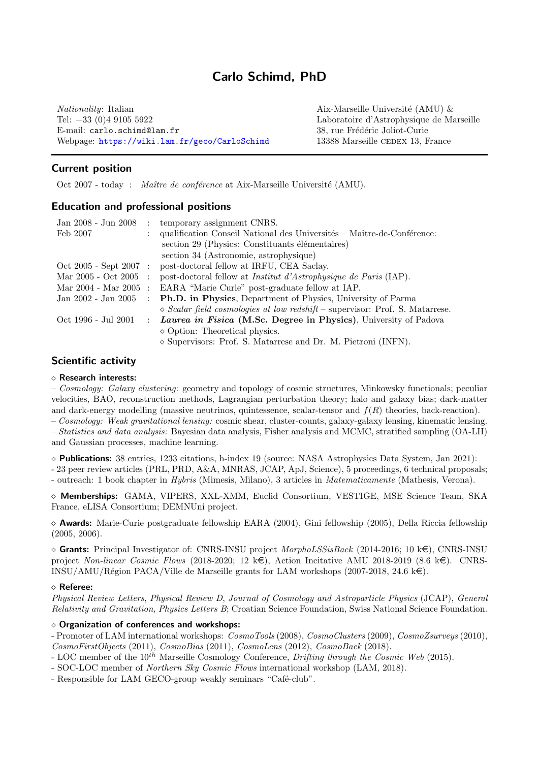# Carlo Schimd, PhD

*Nationality*: Italian
Tel: +33 (0)4 9105 5922
E-mail: carlo.schimd@lam.fr
Webpage: https://wiki.lam.fr/geco/CarloSchimd

Aix-Marseille Université (AMU) &
Laboratoire d'Astrophysique de Marseille
38, rue Frédéric Joliot-Curie
13388 Marseille CEDEX 13, France

## Current position

Oct 2007 - today : *Maître de conférence* at Aix-Marseille Université (AMU).

## Education and professional positions

| | | |
|---|---|---|
| Jan 2008 - Jun 2008 | : | temporary assignment CNRS. |
| Feb 2007 | : | qualification Conseil National des Universités – Maître-de-Conférence: section 29 (Physics: Constituants élémentaires) section 34 (Astronomie, astrophysique) |
| Oct 2005 - Sept 2007 | : | post-doctoral fellow at IRFU, CEA Saclay. |
| Mar 2005 - Oct 2005 | : | post-doctoral fellow at *Institut d'Astrophysique de Paris* (IAP). |
| Mar 2004 - Mar 2005 | : | EARA "Marie Curie" post-graduate fellow at IAP. |
| Jan 2002 - Jan 2005 | : | **Ph.D. in Physics**, Department of Physics, University of Parma ⋄ *Scalar field cosmologies at low redshift* – supervisor: Prof. S. Matarrese. |
| Oct 1996 - Jul 2001 | : | ***Laurea in Fisica* (M.Sc. Degree in Physics)**, University of Padova ⋄ Option: Theoretical physics. ⋄ Supervisors: Prof. S. Matarrese and Dr. M. Pietroni (INFN). |

## Scientific activity

### ⋄ Research interests:

– *Cosmology: Galaxy clustering:* geometry and topology of cosmic structures, Minkowsky functionals; peculiar velocities, BAO, reconstruction methods, Lagrangian perturbation theory; halo and galaxy bias; dark-matter and dark-energy modelling (massive neutrinos, quintessence, scalar-tensor and $f(R)$ theories, back-reaction).
– *Cosmology: Weak gravitational lensing:* cosmic shear, cluster-counts, galaxy-galaxy lensing, kinematic lensing.
– *Statistics and data analysis:* Bayesian data analysis, Fisher analysis and MCMC, stratified sampling (OA-LH) and Gaussian processes, machine learning.

⋄ **Publications:** 38 entries, 1233 citations, h-index 19 (source: NASA Astrophysics Data System, Jan 2021):
- 23 peer review articles (PRL, PRD, A&A, MNRAS, JCAP, ApJ, Science), 5 proceedings, 6 technical proposals;
- outreach: 1 book chapter in *Hybris* (Mimesis, Milano), 3 articles in *Matematicamente* (Mathesis, Verona).

⋄ **Memberships:** GAMA, VIPERS, XXL-XMM, Euclid Consortium, VESTIGE, MSE Science Team, SKA France, eLISA Consortium; DEMNUni project.

⋄ **Awards:** Marie-Curie postgraduate fellowship EARA (2004), Gini fellowship (2005), Della Riccia fellowship (2005, 2006).

⋄ **Grants:** Principal Investigator of: CNRS-INSU project *MorphoLSSisBack* (2014-2016; 10 k€), CNRS-INSU project *Non-linear Cosmic Flows* (2018-2020; 12 k€), Action Incitative AMU 2018-2019 (8.6 k€). CNRS-INSU/AMU/Région PACA/Ville de Marseille grants for LAM workshops (2007-2018, 24.6 k€).

### ⋄ Referee:

*Physical Review Letters*, *Physical Review D*, *Journal of Cosmology and Astroparticle Physics* (JCAP), *General Relativity and Gravitation*, *Physics Letters B*; Croatian Science Foundation, Swiss National Science Foundation.

### ⋄ Organization of conferences and workshops:

- Promoter of LAM international workshops: *CosmoTools* (2008), *CosmoClusters* (2009), *CosmoZsurveys* (2010), *CosmoFirstObjects* (2011), *CosmoBias* (2011), *CosmoLens* (2012), *CosmoBack* (2018).
- LOC member of the $10^{th}$ Marseille Cosmology Conference, *Drifting through the Cosmic Web* (2015).
- SOC-LOC member of *Northern Sky Cosmic Flows* international workshop (LAM, 2018).
- Responsible for LAM GECO-group weakly seminars "Café-club".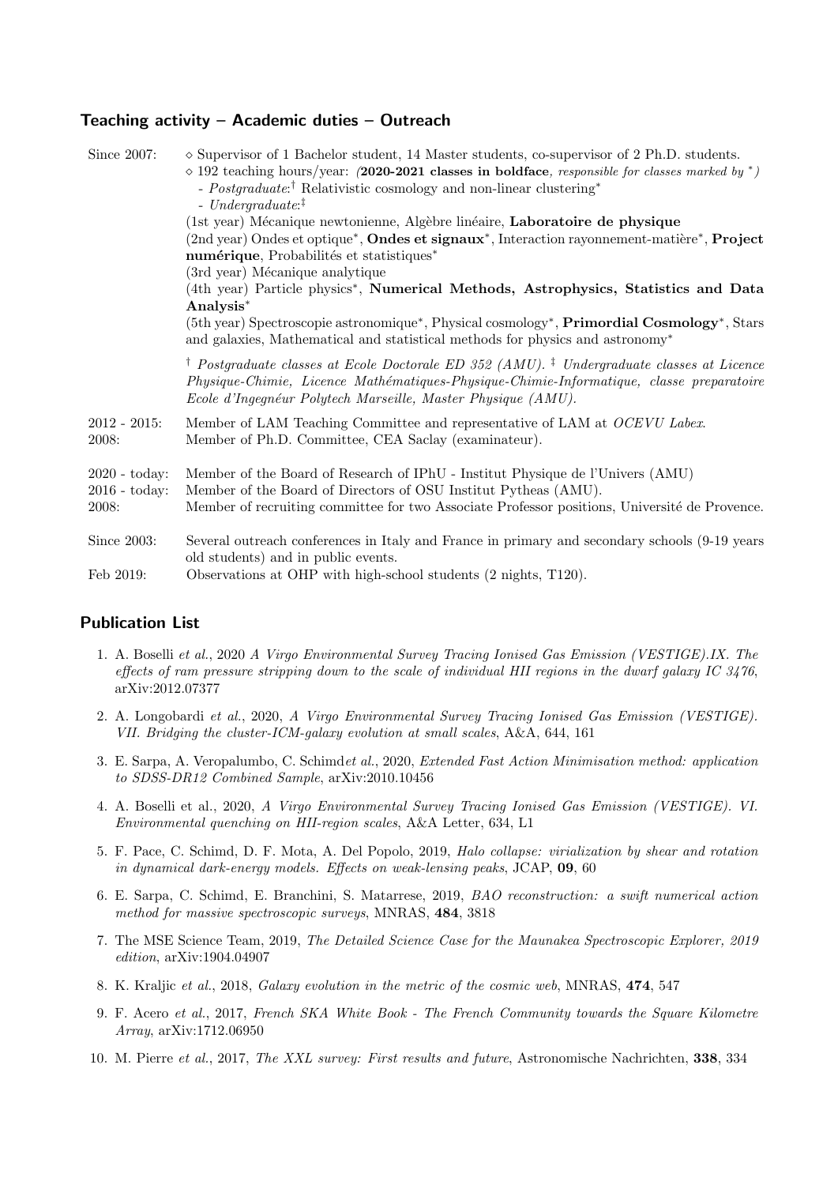## Teaching activity – Academic duties – Outreach

| | |
|---|---|
| Since 2007: | ◇ Supervisor of 1 Bachelor student, 14 Master students, co-supervisor of 2 Ph.D. students.<br>◇ 192 teaching hours/year: *(***2020-2021 classes in boldface***, responsible for classes marked by* \**)*<br>- *Postgraduate*:† Relativistic cosmology and non-linear clustering\*<br>- *Undergraduate*:‡<br>(1st year) Mécanique newtonienne, Algèbre linéaire, **Laboratoire de physique**<br>(2nd year) Ondes et optique\*, **Ondes et signaux**\*, Interaction rayonnement-matière\*, **Project numérique**, Probabilités et statistiques\*<br>(3rd year) Mécanique analytique<br>(4th year) Particle physics\*, **Numerical Methods, Astrophysics, Statistics and Data Analysis**\*<br>(5th year) Spectroscopie astronomique\*, Physical cosmology\*, **Primordial Cosmology**\*, Stars and galaxies, Mathematical and statistical methods for physics and astronomy\*<br><br>† *Postgraduate classes at Ecole Doctorale ED 352 (AMU).* ‡ *Undergraduate classes at Licence Physique-Chimie, Licence Mathématiques-Physique-Chimie-Informatique, classe preparatoire Ecole d'Ingegnéur Polytech Marseille, Master Physique (AMU).* |
| 2012 - 2015: | Member of LAM Teaching Committee and representative of LAM at *OCEVU Labex*. |
| 2008: | Member of Ph.D. Committee, CEA Saclay (examinateur). |
| 2020 - today: | Member of the Board of Research of IPhU - Institut Physique de l'Univers (AMU) |
| 2016 - today: | Member of the Board of Directors of OSU Institut Pytheas (AMU). |
| 2008: | Member of recruiting committee for two Associate Professor positions, Université de Provence. |
| Since 2003: | Several outreach conferences in Italy and France in primary and secondary schools (9-19 years old students) and in public events. |
| Feb 2019: | Observations at OHP with high-school students (2 nights, T120). |

## Publication List

1. A. Boselli *et al.*, 2020 *A Virgo Environmental Survey Tracing Ionised Gas Emission (VESTIGE).IX. The effects of ram pressure stripping down to the scale of individual HII regions in the dwarf galaxy IC 3476*, arXiv:2012.07377
2. A. Longobardi *et al.*, 2020, *A Virgo Environmental Survey Tracing Ionised Gas Emission (VESTIGE). VII. Bridging the cluster-ICM-galaxy evolution at small scales*, A&A, 644, 161
3. E. Sarpa, A. Veropalumbo, C. Schimd*et al.*, 2020, *Extended Fast Action Minimisation method: application to SDSS-DR12 Combined Sample*, arXiv:2010.10456
4. A. Boselli et al., 2020, *A Virgo Environmental Survey Tracing Ionised Gas Emission (VESTIGE). VI. Environmental quenching on HII-region scales*, A&A Letter, 634, L1
5. F. Pace, C. Schimd, D. F. Mota, A. Del Popolo, 2019, *Halo collapse: virialization by shear and rotation in dynamical dark-energy models. Effects on weak-lensing peaks*, JCAP, **09**, 60
6. E. Sarpa, C. Schimd, E. Branchini, S. Matarrese, 2019, *BAO reconstruction: a swift numerical action method for massive spectroscopic surveys*, MNRAS, **484**, 3818
7. The MSE Science Team, 2019, *The Detailed Science Case for the Maunakea Spectroscopic Explorer, 2019 edition*, arXiv:1904.04907
8. K. Kraljic *et al.*, 2018, *Galaxy evolution in the metric of the cosmic web*, MNRAS, **474**, 547
9. F. Acero *et al.*, 2017, *French SKA White Book - The French Community towards the Square Kilometre Array*, arXiv:1712.06950
10. M. Pierre *et al.*, 2017, *The XXL survey: First results and future*, Astronomische Nachrichten, **338**, 334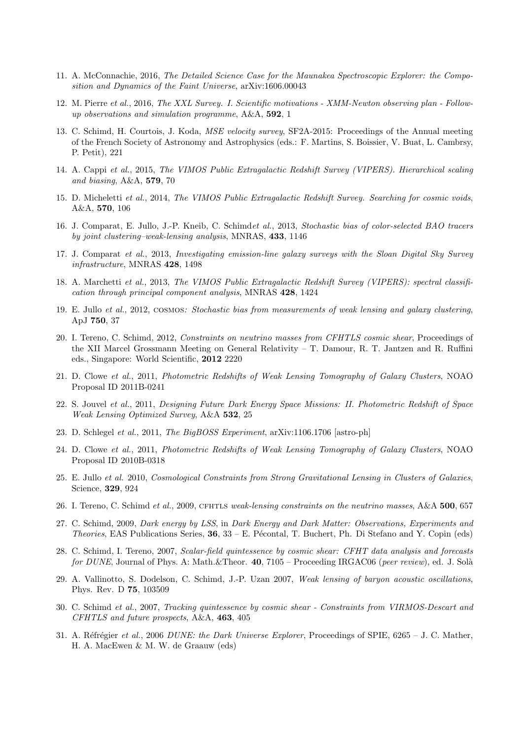11. A. McConnachie, 2016, *The Detailed Science Case for the Maunakea Spectroscopic Explorer: the Composition and Dynamics of the Faint Universe*, arXiv:1606.00043

12. M. Pierre *et al.*, 2016, *The XXL Survey. I. Scientific motivations - XMM-Newton observing plan - Follow-up observations and simulation programme*, A&A, **592**, 1

13. C. Schimd, H. Courtois, J. Koda, *MSE velocity survey*, SF2A-2015: Proceedings of the Annual meeting of the French Society of Astronomy and Astrophysics (eds.: F. Martins, S. Boissier, V. Buat, L. Cambrsy, P. Petit), 221

14. A. Cappi *et al.*, 2015, *The VIMOS Public Extragalactic Redshift Survey (VIPERS). Hierarchical scaling and biasing*, A&A, **579**, 70

15. D. Micheletti *et al.*, 2014, *The VIMOS Public Extragalactic Redshift Survey. Searching for cosmic voids*, A&A, **570**, 106

16. J. Comparat, E. Jullo, J.-P. Kneib, C. Schimd*et al.*, 2013, *Stochastic bias of color-selected BAO tracers by joint clustering–weak-lensing analysis*, MNRAS, **433**, 1146

17. J. Comparat *et al.*, 2013, *Investigating emission-line galaxy surveys with the Sloan Digital Sky Survey infrastructure*, MNRAS **428**, 1498

18. A. Marchetti *et al.*, 2013, *The VIMOS Public Extragalactic Redshift Survey (VIPERS): spectral classification through principal component analysis*, MNRAS **428**, 1424

19. E. Jullo *et al.*, 2012, *COSMOS: Stochastic bias from measurements of weak lensing and galaxy clustering*, ApJ **750**, 37

20. I. Tereno, C. Schimd, 2012, *Constraints on neutrino masses from CFHTLS cosmic shear*, Proceedings of the XII Marcel Grossmann Meeting on General Relativity – T. Damour, R. T. Jantzen and R. Ruffini eds., Singapore: World Scientific, **2012** 2220

21. D. Clowe *et al.*, 2011, *Photometric Redshifts of Weak Lensing Tomography of Galaxy Clusters*, NOAO Proposal ID 2011B-0241

22. S. Jouvel *et al.*, 2011, *Designing Future Dark Energy Space Missions: II. Photometric Redshift of Space Weak Lensing Optimized Survey*, A&A **532**, 25

23. D. Schlegel *et al.*, 2011, *The BigBOSS Experiment*, arXiv:1106.1706 [astro-ph]

24. D. Clowe *et al.*, 2011, *Photometric Redshifts of Weak Lensing Tomography of Galaxy Clusters*, NOAO Proposal ID 2010B-0318

25. E. Jullo *et al.* 2010, *Cosmological Constraints from Strong Gravitational Lensing in Clusters of Galaxies*, Science, **329**, 924

26. I. Tereno, C. Schimd *et al.*, 2009, *CFHTLS weak-lensing constraints on the neutrino masses*, A&A **500**, 657

27. C. Schimd, 2009, *Dark energy by LSS*, in *Dark Energy and Dark Matter: Observations, Experiments and Theories*, EAS Publications Series, **36**, 33 – E. Pécontal, T. Buchert, Ph. Di Stefano and Y. Copin (eds)

28. C. Schimd, I. Tereno, 2007, *Scalar-field quintessence by cosmic shear: CFHT data analysis and forecasts for DUNE*, Journal of Phys. A: Math.&Theor. **40**, 7105 – Proceeding IRGAC06 (*peer review*), ed. J. Solà

29. A. Vallinotto, S. Dodelson, C. Schimd, J.-P. Uzan 2007, *Weak lensing of baryon acoustic oscillations*, Phys. Rev. D **75**, 103509

30. C. Schimd *et al.*, 2007, *Tracking quintessence by cosmic shear - Constraints from VIRMOS-Descart and CFHTLS and future prospects*, A&A, **463**, 405

31. A. Réfrégier *et al.*, 2006 *DUNE: the Dark Universe Explorer*, Proceedings of SPIE, 6265 – J. C. Mather, H. A. MacEwen & M. W. de Graauw (eds)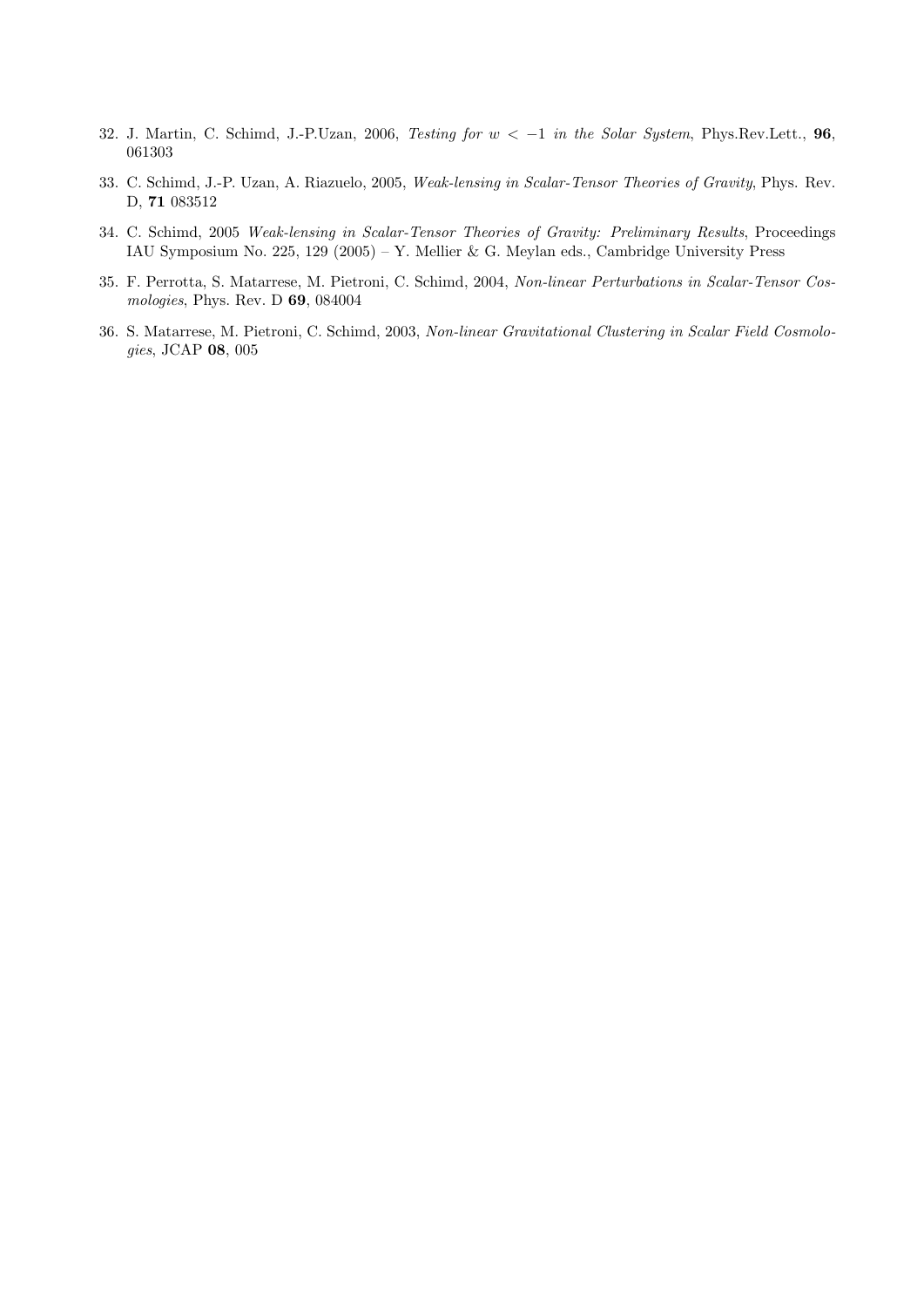32. J. Martin, C. Schimd, J.-P.Uzan, 2006, *Testing for $w < -1$ in the Solar System*, Phys.Rev.Lett., **96**, 061303

33. C. Schimd, J.-P. Uzan, A. Riazuelo, 2005, *Weak-lensing in Scalar-Tensor Theories of Gravity*, Phys. Rev. D, **71** 083512

34. C. Schimd, 2005 *Weak-lensing in Scalar-Tensor Theories of Gravity: Preliminary Results*, Proceedings IAU Symposium No. 225, 129 (2005) – Y. Mellier & G. Meylan eds., Cambridge University Press

35. F. Perrotta, S. Matarrese, M. Pietroni, C. Schimd, 2004, *Non-linear Perturbations in Scalar-Tensor Cosmologies*, Phys. Rev. D **69**, 084004

36. S. Matarrese, M. Pietroni, C. Schimd, 2003, *Non-linear Gravitational Clustering in Scalar Field Cosmologies*, JCAP **08**, 005